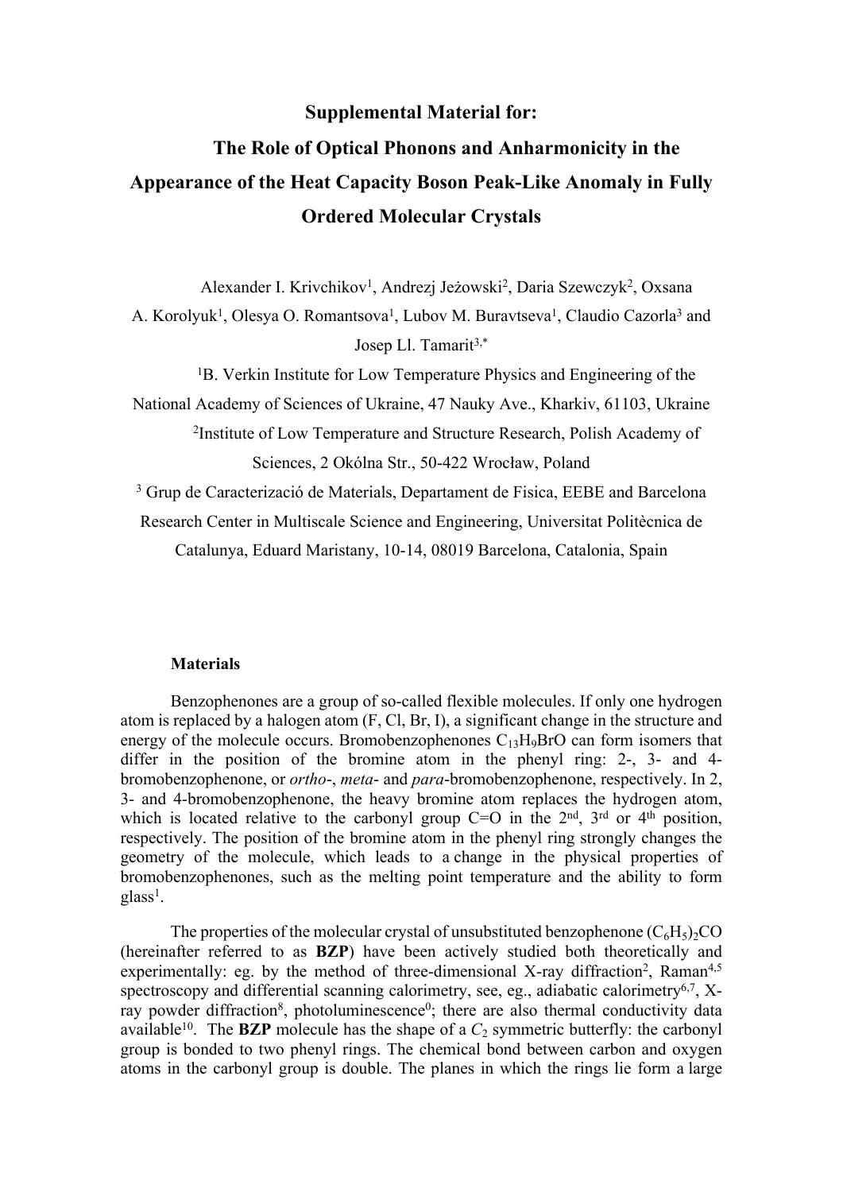# Supplemental Material for:

# The Role of Optical Phonons and Anharmonicity in the Appearance of the Heat Capacity Boson Peak-Like Anomaly in Fully Ordered Molecular Crystals

Alexander I. Krivchikov[1], Andrezj Jeżowski[2], Daria Szewczyk[2], Oxsana A. Korolyuk[1], Olesya O. Romantsova[1], Lubov M. Buravtseva[1], Claudio Cazorla[3] and Josep Ll. Tamarit[3,*]

[1]B. Verkin Institute for Low Temperature Physics and Engineering of the National Academy of Sciences of Ukraine, 47 Nauky Ave., Kharkiv, 61103, Ukraine

[2]Institute of Low Temperature and Structure Research, Polish Academy of Sciences, 2 Okólna Str., 50-422 Wrocław, Poland

[3] Grup de Caracterizació de Materials, Departament de Fisica, EEBE and Barcelona Research Center in Multiscale Science and Engineering, Universitat Politècnica de Catalunya, Eduard Maristany, 10-14, 08019 Barcelona, Catalonia, Spain

## Materials

Benzophenones are a group of so-called flexible molecules. If only one hydrogen atom is replaced by a halogen atom (F, Cl, Br, I), a significant change in the structure and energy of the molecule occurs. Bromobenzophenones $C_{13}H_9BrO$ can form isomers that differ in the position of the bromine atom in the phenyl ring: 2-, 3- and 4-bromobenzophenone, or *ortho*-, *meta*- and *para*-bromobenzophenone, respectively. In 2, 3- and 4-bromobenzophenone, the heavy bromine atom replaces the hydrogen atom, which is located relative to the carbonyl group C=O in the 2[nd], 3[rd] or 4[th] position, respectively. The position of the bromine atom in the phenyl ring strongly changes the geometry of the molecule, which leads to a change in the physical properties of bromobenzophenones, such as the melting point temperature and the ability to form glass[1].

The properties of the molecular crystal of unsubstituted benzophenone $(C_6H_5)_2CO$ (hereinafter referred to as **BZP**) have been actively studied both theoretically and experimentally: eg. by the method of three-dimensional X-ray diffraction[2], Raman[4,5] spectroscopy and differential scanning calorimetry, see, eg., adiabatic calorimetry[6,7], X-ray powder diffraction[8], photoluminescence[0]; there are also thermal conductivity data available[10]. The **BZP** molecule has the shape of a $C_2$ symmetric butterfly: the carbonyl group is bonded to two phenyl rings. The chemical bond between carbon and oxygen atoms in the carbonyl group is double. The planes in which the rings lie form a large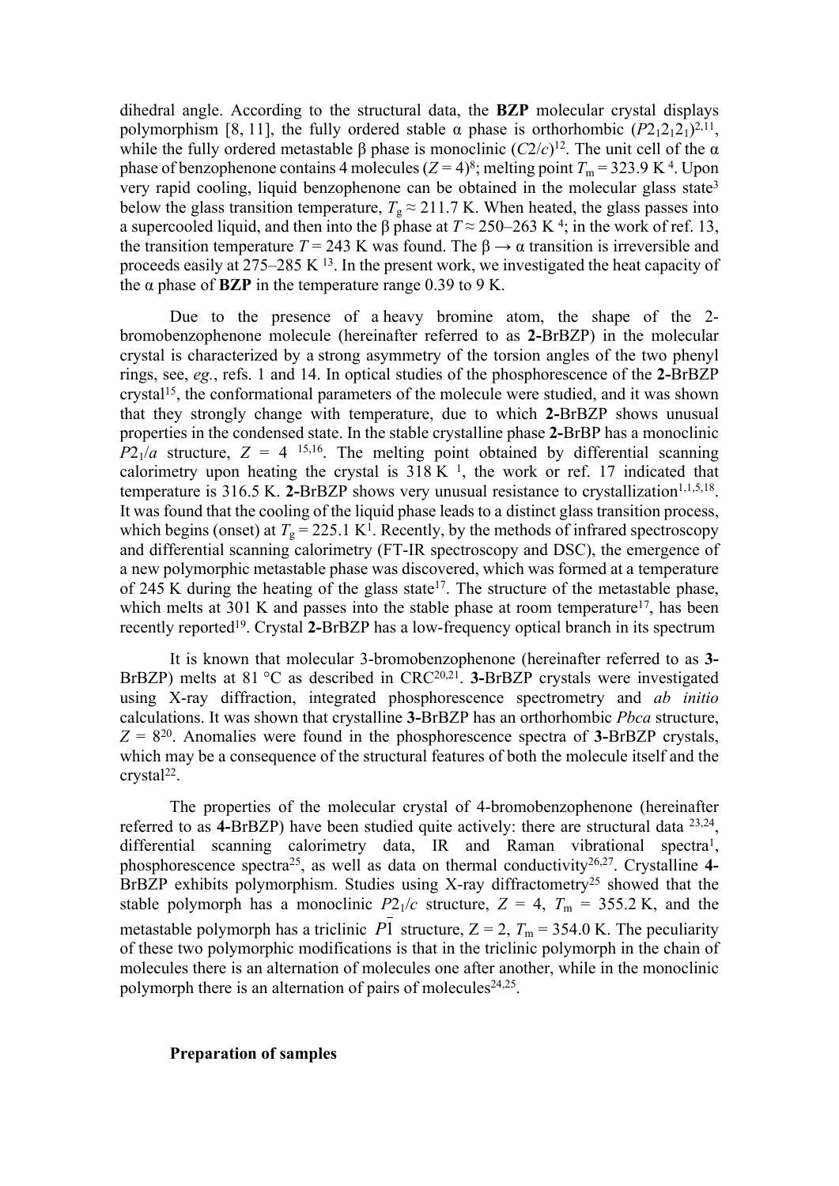dihedral angle. According to the structural data, the **BZP** molecular crystal displays polymorphism [8, 11], the fully ordered stable α phase is orthorhombic ($P2_12_12_1$)[2,11], while the fully ordered metastable β phase is monoclinic ($C2/c$)[12]. The unit cell of the α phase of benzophenone contains 4 molecules ($Z = 4$)[8]; melting point $T_m = 323.9$ K [4]. Upon very rapid cooling, liquid benzophenone can be obtained in the molecular glass state[3] below the glass transition temperature, $T_g \approx 211.7$ K. When heated, the glass passes into a supercooled liquid, and then into the β phase at $T \approx 250$–$263$ K [4]; in the work of ref. 13, the transition temperature $T = 243$ K was found. The β → α transition is irreversible and proceeds easily at 275–285 K [13]. In the present work, we investigated the heat capacity of the α phase of **BZP** in the temperature range 0.39 to 9 K.

Due to the presence of a heavy bromine atom, the shape of the 2-bromobenzophenone molecule (hereinafter referred to as **2-**BrBZP) in the molecular crystal is characterized by a strong asymmetry of the torsion angles of the two phenyl rings, see, *eg.*, refs. 1 and 14. In optical studies of the phosphorescence of the **2-**BrBZP crystal[15], the conformational parameters of the molecule were studied, and it was shown that they strongly change with temperature, due to which **2-**BrBZP shows unusual properties in the condensed state. In the stable crystalline phase **2-**BrBP has a monoclinic $P2_1/a$ structure, $Z = 4$ [15,16]. The melting point obtained by differential scanning calorimetry upon heating the crystal is 318 K [1], the work or ref. 17 indicated that temperature is 316.5 K. **2-**BrBZP shows very unusual resistance to crystallization[1,1,5,18]. It was found that the cooling of the liquid phase leads to a distinct glass transition process, which begins (onset) at $T_g = 225.1$ K[1]. Recently, by the methods of infrared spectroscopy and differential scanning calorimetry (FT-IR spectroscopy and DSC), the emergence of a new polymorphic metastable phase was discovered, which was formed at a temperature of 245 K during the heating of the glass state[17]. The structure of the metastable phase, which melts at 301 K and passes into the stable phase at room temperature[17], has been recently reported[19]. Crystal **2-**BrBZP has a low-frequency optical branch in its spectrum

It is known that molecular 3-bromobenzophenone (hereinafter referred to as **3-**BrBZP) melts at 81 °C as described in CRC[20,21]. **3-**BrBZP crystals were investigated using X-ray diffraction, integrated phosphorescence spectrometry and *ab initio* calculations. It was shown that crystalline **3-**BrBZP has an orthorhombic *Pbca* structure, $Z = 8$[20]. Anomalies were found in the phosphorescence spectra of **3-**BrBZP crystals, which may be a consequence of the structural features of both the molecule itself and the crystal[22].

The properties of the molecular crystal of 4-bromobenzophenone (hereinafter referred to as **4-**BrBZP) have been studied quite actively: there are structural data [23,24], differential scanning calorimetry data, IR and Raman vibrational spectra[1], phosphorescence spectra[25], as well as data on thermal conductivity[26,27]. Crystalline **4-**BrBZP exhibits polymorphism. Studies using X-ray diffractometry[25] showed that the stable polymorph has a monoclinic $P2_1/c$ structure, $Z = 4$, $T_m = 355.2$ K, and the metastable polymorph has a triclinic $P\bar{1}$ structure, Z = 2, $T_m = 354.0$ K. The peculiarity of these two polymorphic modifications is that in the triclinic polymorph in the chain of molecules there is an alternation of molecules one after another, while in the monoclinic polymorph there is an alternation of pairs of molecules[24,25].

## Preparation of samples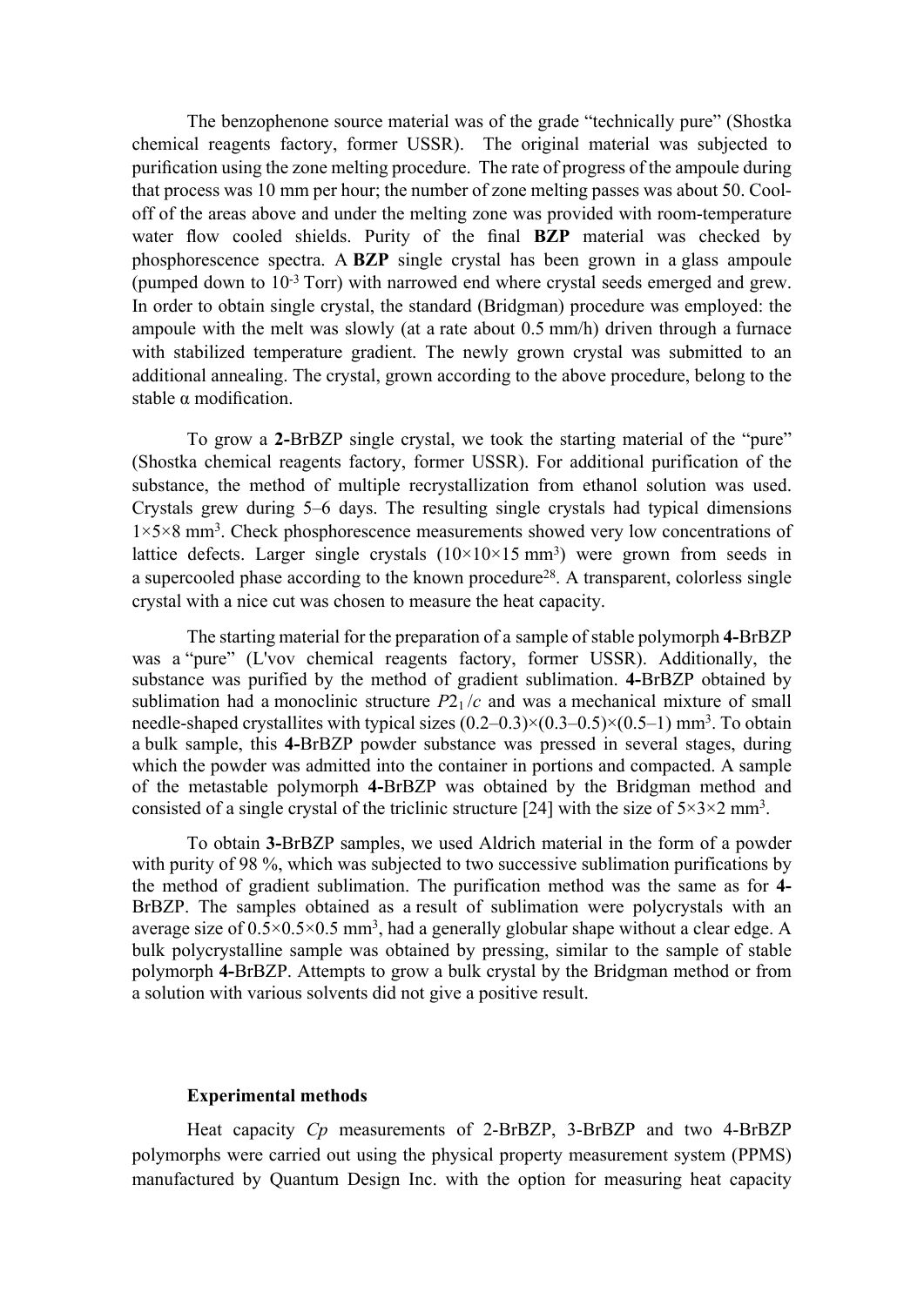The benzophenone source material was of the grade "technically pure" (Shostka chemical reagents factory, former USSR). The original material was subjected to purification using the zone melting procedure. The rate of progress of the ampoule during that process was 10 mm per hour; the number of zone melting passes was about 50. Cool-off of the areas above and under the melting zone was provided with room-temperature water flow cooled shields. Purity of the final **BZP** material was checked by phosphorescence spectra. A **BZP** single crystal has been grown in a glass ampoule (pumped down to $10^{-3}$ Torr) with narrowed end where crystal seeds emerged and grew. In order to obtain single crystal, the standard (Bridgman) procedure was employed: the ampoule with the melt was slowly (at a rate about 0.5 mm/h) driven through a furnace with stabilized temperature gradient. The newly grown crystal was submitted to an additional annealing. The crystal, grown according to the above procedure, belong to the stable α modification.

To grow a **2-**BrBZP single crystal, we took the starting material of the "pure" (Shostka chemical reagents factory, former USSR). For additional purification of the substance, the method of multiple recrystallization from ethanol solution was used. Crystals grew during 5–6 days. The resulting single crystals had typical dimensions 1×5×8 mm$^3$. Check phosphorescence measurements showed very low concentrations of lattice defects. Larger single crystals (10×10×15 mm$^3$) were grown from seeds in a supercooled phase according to the known procedure[28]. A transparent, colorless single crystal with a nice cut was chosen to measure the heat capacity.

The starting material for the preparation of a sample of stable polymorph **4-**BrBZP was a "pure" (L'vov chemical reagents factory, former USSR). Additionally, the substance was purified by the method of gradient sublimation. **4-**BrBZP obtained by sublimation had a monoclinic structure $P2_1/c$ and was a mechanical mixture of small needle-shaped crystallites with typical sizes (0.2–0.3)×(0.3–0.5)×(0.5–1) mm$^3$. To obtain a bulk sample, this **4-**BrBZP powder substance was pressed in several stages, during which the powder was admitted into the container in portions and compacted. A sample of the metastable polymorph **4-**BrBZP was obtained by the Bridgman method and consisted of a single crystal of the triclinic structure [24] with the size of 5×3×2 mm$^3$.

To obtain **3-**BrBZP samples, we used Aldrich material in the form of a powder with purity of 98 %, which was subjected to two successive sublimation purifications by the method of gradient sublimation. The purification method was the same as for **4-**BrBZP. The samples obtained as a result of sublimation were polycrystals with an average size of 0.5×0.5×0.5 mm$^3$, had a generally globular shape without a clear edge. A bulk polycrystalline sample was obtained by pressing, similar to the sample of stable polymorph **4-**BrBZP. Attempts to grow a bulk crystal by the Bridgman method or from a solution with various solvents did not give a positive result.

### Experimental methods

Heat capacity *Cp* measurements of 2-BrBZP, 3-BrBZP and two 4-BrBZP polymorphs were carried out using the physical property measurement system (PPMS) manufactured by Quantum Design Inc. with the option for measuring heat capacity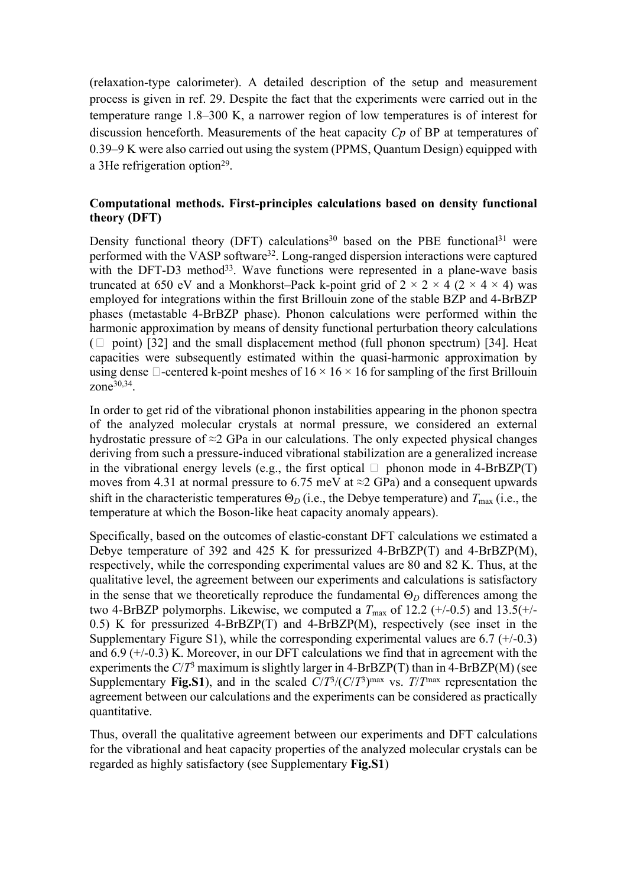(relaxation-type calorimeter). A detailed description of the setup and measurement process is given in ref. 29. Despite the fact that the experiments were carried out in the temperature range 1.8–300 K, a narrower region of low temperatures is of interest for discussion henceforth. Measurements of the heat capacity *Cp* of BP at temperatures of 0.39–9 K were also carried out using the system (PPMS, Quantum Design) equipped with a 3He refrigeration option[29].

**Computational methods. First-principles calculations based on density functional theory (DFT)**

Density functional theory (DFT) calculations[30] based on the PBE functional[31] were performed with the VASP software[32]. Long-ranged dispersion interactions were captured with the DFT-D3 method[33]. Wave functions were represented in a plane-wave basis truncated at 650 eV and a Monkhorst–Pack k-point grid of 2 × 2 × 4 (2 × 4 × 4) was employed for integrations within the first Brillouin zone of the stable BZP and 4-BrBZP phases (metastable 4-BrBZP phase). Phonon calculations were performed within the harmonic approximation by means of density functional perturbation theory calculations (□ point) [32] and the small displacement method (full phonon spectrum) [34]. Heat capacities were subsequently estimated within the quasi-harmonic approximation by using dense □-centered k-point meshes of 16 × 16 × 16 for sampling of the first Brillouin zone[30,34].

In order to get rid of the vibrational phonon instabilities appearing in the phonon spectra of the analyzed molecular crystals at normal pressure, we considered an external hydrostatic pressure of ≈2 GPa in our calculations. The only expected physical changes deriving from such a pressure-induced vibrational stabilization are a generalized increase in the vibrational energy levels (e.g., the first optical □ phonon mode in 4-BrBZP(T) moves from 4.31 at normal pressure to 6.75 meV at ≈2 GPa) and a consequent upwards shift in the characteristic temperatures $\Theta_D$ (i.e., the Debye temperature) and $T_{\max}$ (i.e., the temperature at which the Boson-like heat capacity anomaly appears).

Specifically, based on the outcomes of elastic-constant DFT calculations we estimated a Debye temperature of 392 and 425 K for pressurized 4-BrBZP(T) and 4-BrBZP(M), respectively, while the corresponding experimental values are 80 and 82 K. Thus, at the qualitative level, the agreement between our experiments and calculations is satisfactory in the sense that we theoretically reproduce the fundamental $\Theta_D$ differences among the two 4-BrBZP polymorphs. Likewise, we computed a $T_{\max}$ of 12.2 (+/-0.5) and 13.5(+/-0.5) K for pressurized 4-BrBZP(T) and 4-BrBZP(M), respectively (see inset in the Supplementary Figure S1), while the corresponding experimental values are 6.7 (+/-0.3) and 6.9 (+/-0.3) K. Moreover, in our DFT calculations we find that in agreement with the experiments the $C/T^3$ maximum is slightly larger in 4-BrBZP(T) than in 4-BrBZP(M) (see Supplementary **Fig.S1**), and in the scaled $C/T^3/(C/T^3)^{\max}$ vs. $T/T^{\max}$ representation the agreement between our calculations and the experiments can be considered as practically quantitative.

Thus, overall the qualitative agreement between our experiments and DFT calculations for the vibrational and heat capacity properties of the analyzed molecular crystals can be regarded as highly satisfactory (see Supplementary **Fig.S1**)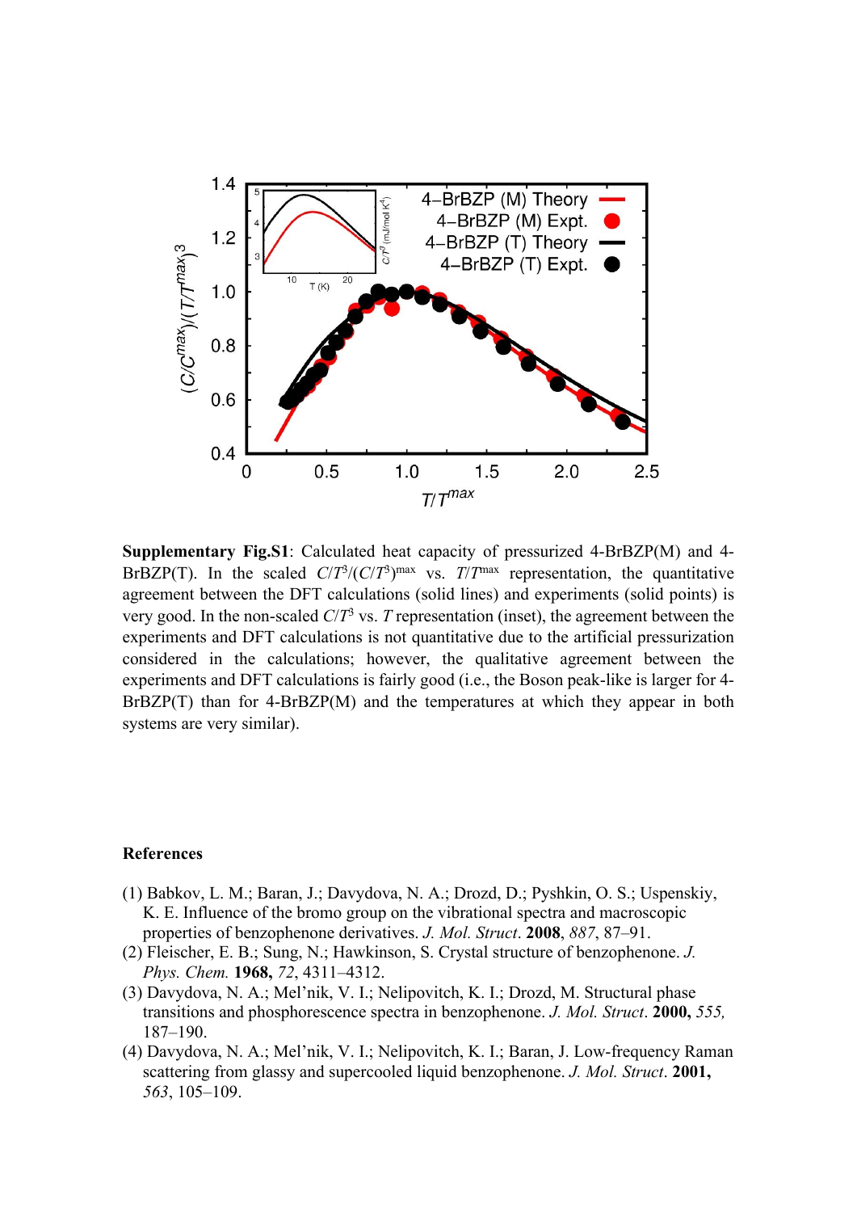**Supplementary Fig.S1**: Calculated heat capacity of pressurized 4-BrBZP(M) and 4-BrBZP(T). In the scaled $C/T^3/(C/T^3)^{max}$ vs. $T/T^{max}$ representation, the quantitative agreement between the DFT calculations (solid lines) and experiments (solid points) is very good. In the non-scaled $C/T^3$ vs. $T$ representation (inset), the agreement between the experiments and DFT calculations is not quantitative due to the artificial pressurization considered in the calculations; however, the qualitative agreement between the experiments and DFT calculations is fairly good (i.e., the Boson peak-like is larger for 4-BrBZP(T) than for 4-BrBZP(M) and the temperatures at which they appear in both systems are very similar).

## References

(1) Babkov, L. M.; Baran, J.; Davydova, N. A.; Drozd, D.; Pyshkin, O. S.; Uspenskiy, K. E. Influence of the bromo group on the vibrational spectra and macroscopic properties of benzophenone derivatives. *J. Mol. Struct*. **2008**, *887*, 87–91.

(2) Fleischer, E. B.; Sung, N.; Hawkinson, S. Crystal structure of benzophenone. *J. Phys. Chem.* **1968,** *72*, 4311–4312.

(3) Davydova, N. A.; Mel'nik, V. I.; Nelipovitch, K. I.; Drozd, M. Structural phase transitions and phosphorescence spectra in benzophenone. *J. Mol. Struct*. **2000,** *555,* 187–190.

(4) Davydova, N. A.; Mel'nik, V. I.; Nelipovitch, K. I.; Baran, J. Low-frequency Raman scattering from glassy and supercooled liquid benzophenone. *J. Mol. Struct*. **2001,** *563*, 105–109.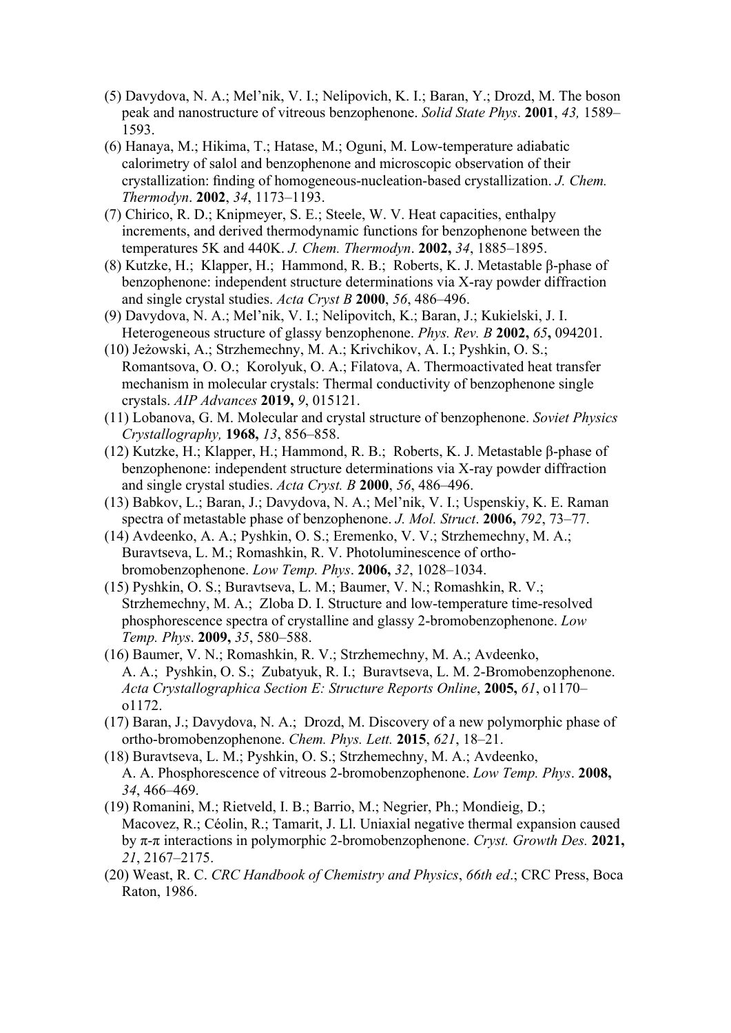(5) Davydova, N. A.; Mel'nik, V. I.; Nelipovich, K. I.; Baran, Y.; Drozd, M. The boson peak and nanostructure of vitreous benzophenone. *Solid State Phys*. **2001**, *43,* 1589–1593.

(6) Hanaya, M.; Hikima, T.; Hatase, M.; Oguni, M. Low-temperature adiabatic calorimetry of salol and benzophenone and microscopic observation of their crystallization: finding of homogeneous-nucleation-based crystallization. *J. Chem. Thermodyn*. **2002**, *34*, 1173–1193.

(7) Chirico, R. D.; Knipmeyer, S. E.; Steele, W. V. Heat capacities, enthalpy increments, and derived thermodynamic functions for benzophenone between the temperatures 5K and 440K. *J. Chem. Thermodyn*. **2002,** *34*, 1885–1895.

(8) Kutzke, H.; Klapper, H.; Hammond, R. B.; Roberts, K. J. Metastable β-phase of benzophenone: independent structure determinations via X-ray powder diffraction and single crystal studies. *Acta Cryst B* **2000**, *56*, 486–496.

(9) Davydova, N. A.; Mel'nik, V. I.; Nelipovitch, K.; Baran, J.; Kukielski, J. I. Heterogeneous structure of glassy benzophenone. *Phys. Rev. B* **2002,** *65***,** 094201.

(10) Jeżowski, A.; Strzhemechny, M. A.; Krivchikov, A. I.; Pyshkin, O. S.; Romantsova, O. O.; Korolyuk, O. A.; Filatova, A. Thermoactivated heat transfer mechanism in molecular crystals: Thermal conductivity of benzophenone single crystals. *AIP Advances* **2019,** *9*, 015121.

(11) Lobanova, G. M. Molecular and crystal structure of benzophenone. *Soviet Physics Crystallography,* **1968,** *13*, 856–858.

(12) Kutzke, H.; Klapper, H.; Hammond, R. B.; Roberts, K. J. Metastable β-phase of benzophenone: independent structure determinations via X-ray powder diffraction and single crystal studies. *Acta Cryst. B* **2000**, *56*, 486–496.

(13) Babkov, L.; Baran, J.; Davydova, N. A.; Mel'nik, V. I.; Uspenskiy, K. E. Raman spectra of metastable phase of benzophenone. *J. Mol. Struct*. **2006,** *792*, 73–77.

(14) Avdeenko, A. A.; Pyshkin, O. S.; Eremenko, V. V.; Strzhemechny, M. A.; Buravtseva, L. M.; Romashkin, R. V. Photoluminescence of ortho-bromobenzophenone. *Low Temp. Phys*. **2006,** *32*, 1028–1034.

(15) Pyshkin, O. S.; Buravtseva, L. M.; Baumer, V. N.; Romashkin, R. V.; Strzhemechny, M. A.; Zloba D. I. Structure and low-temperature time-resolved phosphorescence spectra of crystalline and glassy 2-bromobenzophenone. *Low Temp. Phys*. **2009,** *35*, 580–588.

(16) Baumer, V. N.; Romashkin, R. V.; Strzhemechny, M. A.; Avdeenko, A. A.; Pyshkin, O. S.; Zubatyuk, R. I.; Buravtseva, L. M. 2-Bromobenzophenone. *Acta Crystallographica Section E: Structure Reports Online*, **2005,** *61*, o1170–o1172.

(17) Baran, J.; Davydova, N. A.; Drozd, M. Discovery of a new polymorphic phase of ortho-bromobenzophenone. *Chem. Phys. Lett.* **2015**, *621*, 18–21.

(18) Buravtseva, L. M.; Pyshkin, O. S.; Strzhemechny, M. A.; Avdeenko, A. A. Phosphorescence of vitreous 2-bromobenzophenone. *Low Temp. Phys*. **2008,** *34*, 466–469.

(19) Romanini, M.; Rietveld, I. B.; Barrio, M.; Negrier, Ph.; Mondieig, D.; Macovez, R.; Céolin, R.; Tamarit, J. Ll. Uniaxial negative thermal expansion caused by π-π interactions in polymorphic 2-bromobenzophenone. *Cryst. Growth Des.* **2021,** *21*, 2167–2175.

(20) Weast, R. C. *CRC Handbook of Chemistry and Physics*, *66th ed*.; CRC Press, Boca Raton, 1986.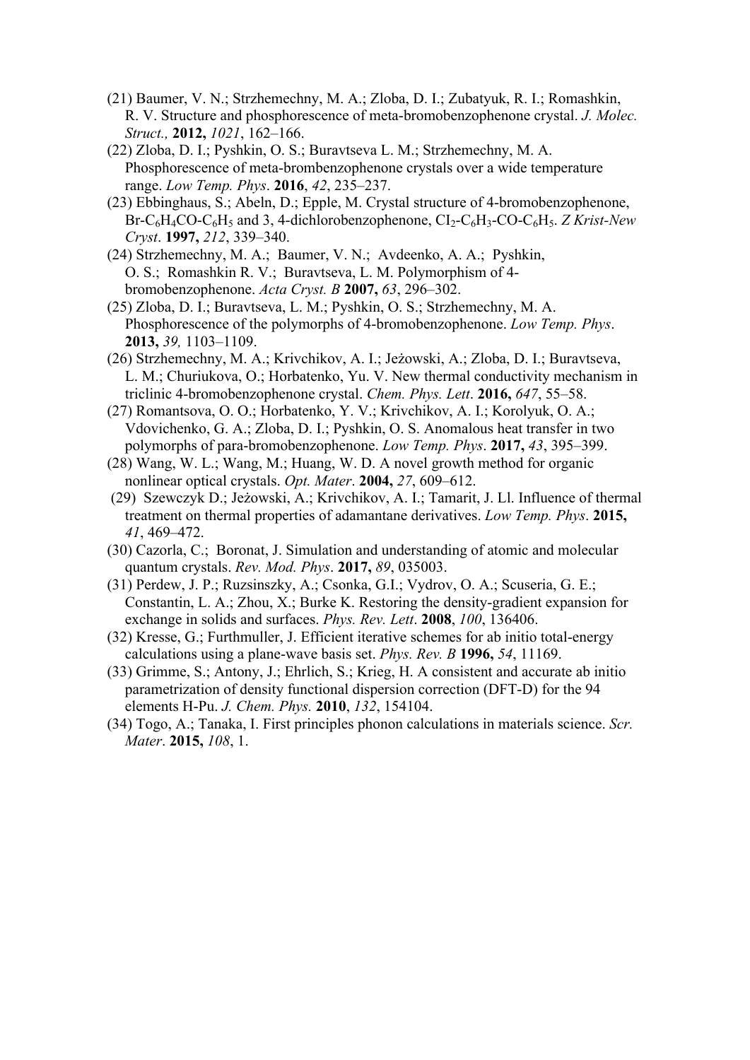(21) Baumer, V. N.; Strzhemechny, M. A.; Zloba, D. I.; Zubatyuk, R. I.; Romashkin, R. V. Structure and phosphorescence of meta-bromobenzophenone crystal. *J. Molec. Struct.,* **2012,** *1021*, 162–166.

(22) Zloba, D. I.; Pyshkin, O. S.; Buravtseva L. M.; Strzhemechny, M. A. Phosphorescence of meta-brombenzophenone crystals over a wide temperature range. *Low Temp. Phys*. **2016**, *42*, 235–237.

(23) Ebbinghaus, S.; Abeln, D.; Epple, M. Crystal structure of 4-bromobenzophenone, Br-$C_6H_4$CO-$C_6H_5$ and 3, 4-dichlorobenzophenone, $CI_2$-$C_6H_3$-CO-$C_6H_5$. *Z Krist-New Cryst*. **1997,** *212*, 339–340.

(24) Strzhemechny, M. A.; Baumer, V. N.; Avdeenko, A. A.; Pyshkin, O. S.; Romashkin R. V.; Buravtseva, L. M. Polymorphism of 4-bromobenzophenone. *Acta Cryst. B* **2007,** *63*, 296–302.

(25) Zloba, D. I.; Buravtseva, L. M.; Pyshkin, O. S.; Strzhemechny, M. A. Phosphorescence of the polymorphs of 4-bromobenzophenone. *Low Temp. Phys*. **2013,** *39,* 1103–1109.

(26) Strzhemechny, M. A.; Krivchikov, A. I.; Jeżowski, A.; Zloba, D. I.; Buravtseva, L. M.; Churiukova, O.; Horbatenko, Yu. V. New thermal conductivity mechanism in triclinic 4-bromobenzophenone crystal. *Chem. Phys. Lett*. **2016,** *647*, 55–58.

(27) Romantsova, O. O.; Horbatenko, Y. V.; Krivchikov, A. I.; Korolyuk, O. A.; Vdovichenko, G. A.; Zloba, D. I.; Pyshkin, O. S. Anomalous heat transfer in two polymorphs of para-bromobenzophenone. *Low Temp. Phys*. **2017,** *43*, 395–399.

(28) Wang, W. L.; Wang, M.; Huang, W. D. A novel growth method for organic nonlinear optical crystals. *Opt. Mater*. **2004,** *27*, 609–612.

(29) Szewczyk D.; Jeżowski, A.; Krivchikov, A. I.; Tamarit, J. Ll. Influence of thermal treatment on thermal properties of adamantane derivatives. *Low Temp. Phys*. **2015,** *41*, 469–472.

(30) Cazorla, C.; Boronat, J. Simulation and understanding of atomic and molecular quantum crystals. *Rev. Mod. Phys*. **2017,** *89*, 035003.

(31) Perdew, J. P.; Ruzsinszky, A.; Csonka, G.I.; Vydrov, O. A.; Scuseria, G. E.; Constantin, L. A.; Zhou, X.; Burke K. Restoring the density-gradient expansion for exchange in solids and surfaces. *Phys. Rev. Lett*. **2008**, *100*, 136406.

(32) Kresse, G.; Furthmuller, J. Efficient iterative schemes for ab initio total-energy calculations using a plane-wave basis set. *Phys. Rev. B* **1996,** *54*, 11169.

(33) Grimme, S.; Antony, J.; Ehrlich, S.; Krieg, H. A consistent and accurate ab initio parametrization of density functional dispersion correction (DFT-D) for the 94 elements H-Pu. *J. Chem. Phys.* **2010**, *132*, 154104.

(34) Togo, A.; Tanaka, I. First principles phonon calculations in materials science. *Scr. Mater*. **2015,** *108*, 1.